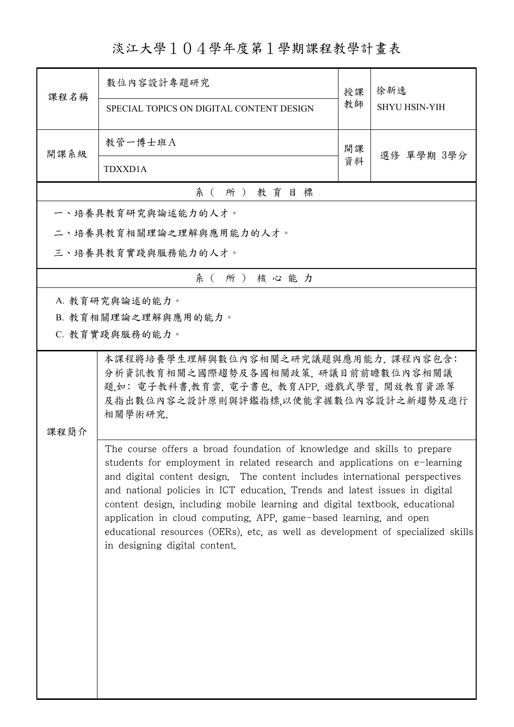# 淡江大學１０４學年度第１學期課程教學計畫表

| 課程名稱 | 數位內容設計專題研究<br>SPECIAL TOPICS ON DIGITAL CONTENT DESIGN | 授課教師 | 徐新逸<br>SHYU HSIN-YIH |
|---|---|---|---|
| 開課系級 | 教管一博士班Ａ<br>TDXXD1A | 開課資料 | 選修 單學期 3學分 |

## 系（所）教育目標

一、培養具教育研究與論述能力的人才。

二、培養具教育相關理論之理解與應用能力的人才。

三、培養具教育實踐與服務能力的人才。

## 系（所）核心能力

A. 教育研究與論述的能力。

B. 教育相關理論之理解與應用的能力。

C. 教育實踐與服務的能力。

## 課程簡介

本課程將培養學生理解與數位內容相關之研究議題與應用能力. 課程內容包含:分析資訊教育相關之國際趨勢及各國相關政策, 研議目前前瞻數位內容相關議題,如: 電子教科書,教育雲, 電子書包, 教育APP, 遊戲式學習, 開放教育資源等及指出數位內容之設計原則與評鑑指標,以便能掌握數位內容設計之新趨勢及進行相關學術研究.

The course offers a broad foundation of knowledge and skills to prepare students for employment in related research and applications on e-learning and digital content design. The content includes international perspectives and national policies in ICT education, Trends and latest issues in digital content design, including mobile learning and digital textbook, educational application in cloud computing, APP, game-based learning, and open educational resources (OERs), etc, as well as development of specialized skills in designing digital content.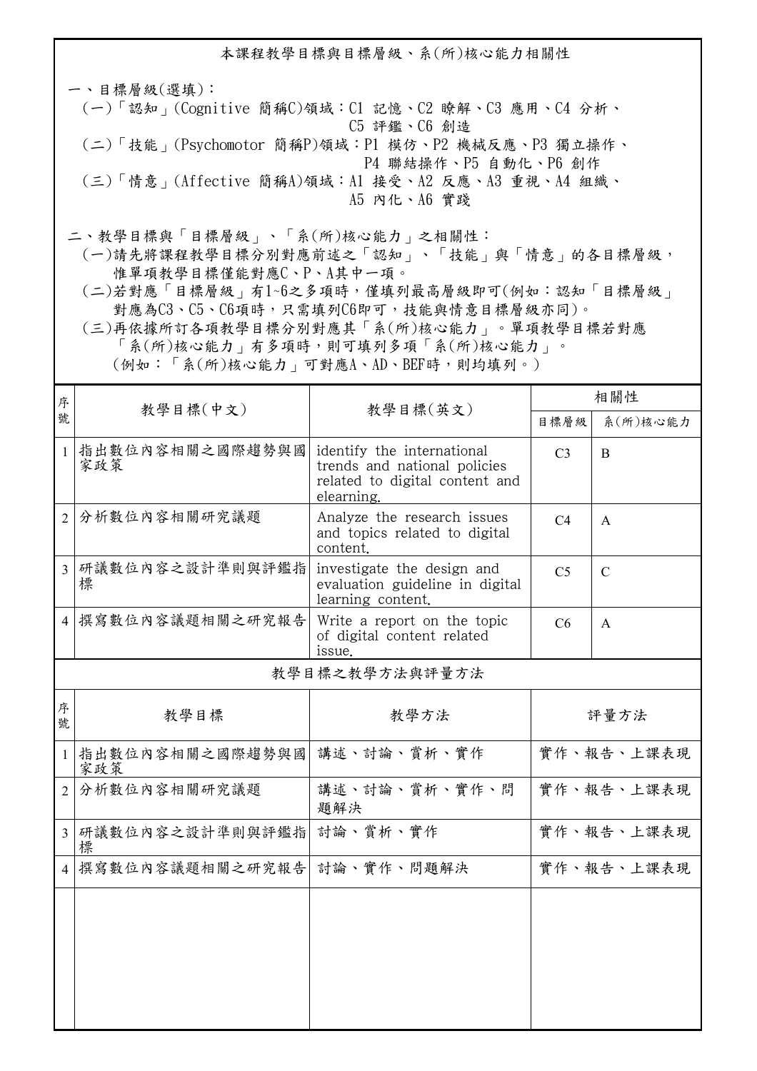## 本課程教學目標與目標層級、系(所)核心能力相關性

一、目標層級(選填)：

(一)「認知」(Cognitive 簡稱C)領域：C1 記憶、C2 瞭解、C3 應用、C4 分析、C5 評鑑、C6 創造

(二)「技能」(Psychomotor 簡稱P)領域：P1 模仿、P2 機械反應、P3 獨立操作、P4 聯結操作、P5 自動化、P6 創作

(三)「情意」(Affective 簡稱A)領域：A1 接受、A2 反應、A3 重視、A4 組織、A5 內化、A6 實踐

二、教學目標與「目標層級」、「系(所)核心能力」之相關性：

(一)請先將課程教學目標分別對應前述之「認知」、「技能」與「情意」的各目標層級，惟單項教學目標僅能對應C、P、A其中一項。

(二)若對應「目標層級」有1~6之多項時，僅填列最高層級即可(例如：認知「目標層級」對應為C3、C5、C6項時，只需填列C6即可，技能與情意目標層級亦同)。

(三)再依據所訂各項教學目標分別對應其「系(所)核心能力」。單項教學目標若對應「系(所)核心能力」有多項時，則可填列多項「系(所)核心能力」。(例如：「系(所)核心能力」可對應A、AD、BEF時，則均填列。)

| 序號 | 教學目標(中文) | 教學目標(英文) | 相關性 | |
|---|---|---|---|---|
| | | | 目標層級 | 系(所)核心能力 |
| 1 | 指出數位內容相關之國際趨勢與國家政策 | identify the international trends and national policies related to digital content and elearning. | C3 | B |
| 2 | 分析數位內容相關研究議題 | Analyze the research issues and topics related to digital content. | C4 | A |
| 3 | 研議數位內容之設計準則與評鑑指標 | investigate the design and evaluation guideline in digital learning content. | C5 | C |
| 4 | 撰寫數位內容議題相關之研究報告 | Write a report on the topic of digital content related issue. | C6 | A |

## 教學目標之教學方法與評量方法

| 序號 | 教學目標 | 教學方法 | 評量方法 |
|---|---|---|---|
| 1 | 指出數位內容相關之國際趨勢與國家政策 | 講述、討論、賞析、實作 | 實作、報告、上課表現 |
| 2 | 分析數位內容相關研究議題 | 講述、討論、賞析、實作、問題解決 | 實作、報告、上課表現 |
| 3 | 研議數位內容之設計準則與評鑑指標 | 討論、賞析、實作 | 實作、報告、上課表現 |
| 4 | 撰寫數位內容議題相關之研究報告 | 討論、實作、問題解決 | 實作、報告、上課表現 |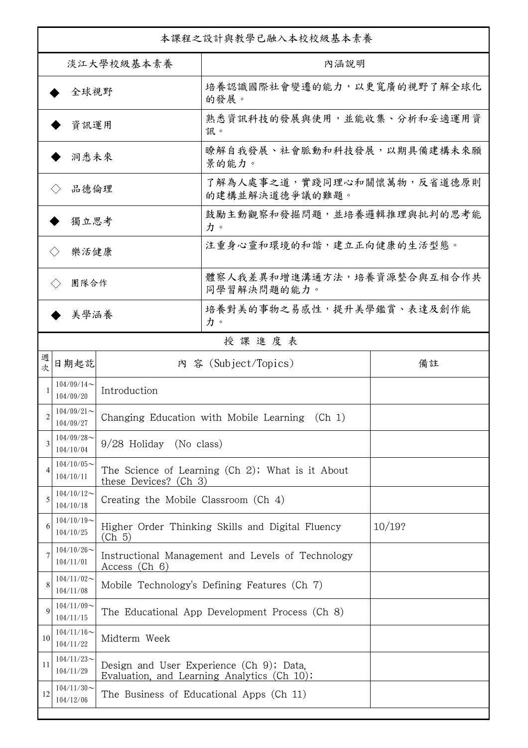本課程之設計與教學已融入本校校級基本素養

| 淡江大學校級基本素養 | 內涵說明 |
| --- | --- |
| ◆ 全球視野 | 培養認識國際社會變遷的能力，以更寬廣的視野了解全球化的發展。 |
| ◆ 資訊運用 | 熟悉資訊科技的發展與使用，並能收集、分析和妥適運用資訊。 |
| ◆ 洞悉未來 | 瞭解自我發展、社會脈動和科技發展，以期具備建構未來願景的能力。 |
| ◇ 品德倫理 | 了解為人處事之道，實踐同理心和關懷萬物，反省道德原則的建構並解決道德爭議的難題。 |
| ◆ 獨立思考 | 鼓勵主動觀察和發掘問題，並培養邏輯推理與批判的思考能力。 |
| ◇ 樂活健康 | 注重身心靈和環境的和諧，建立正向健康的生活型態。 |
| ◇ 團隊合作 | 體察人我差異和增進溝通方法，培養資源整合與互相合作共同學習解決問題的能力。 |
| ◆ 美學涵養 | 培養對美的事物之易感性，提升美學鑑賞、表達及創作能力。 |

授課進度表

| 週次 | 日期起訖 | 內 容 (Subject/Topics) | 備註 |
| --- | --- | --- | --- |
| 1 | 104/09/14～104/09/20 | Introduction | |
| 2 | 104/09/21～104/09/27 | Changing Education with Mobile Learning (Ch 1) | |
| 3 | 104/09/28～104/10/04 | 9/28 Holiday (No class) | |
| 4 | 104/10/05～104/10/11 | The Science of Learning (Ch 2); What is it About these Devices? (Ch 3) | |
| 5 | 104/10/12～104/10/18 | Creating the Mobile Classroom (Ch 4) | |
| 6 | 104/10/19～104/10/25 | Higher Order Thinking Skills and Digital Fluency (Ch 5) | 10/19? |
| 7 | 104/10/26～104/11/01 | Instructional Management and Levels of Technology Access (Ch 6) | |
| 8 | 104/11/02～104/11/08 | Mobile Technology's Defining Features (Ch 7) | |
| 9 | 104/11/09～104/11/15 | The Educational App Development Process (Ch 8) | |
| 10 | 104/11/16～104/11/22 | Midterm Week | |
| 11 | 104/11/23～104/11/29 | Design and User Experience (Ch 9); Data, Evaluation, and Learning Analytics (Ch 10); | |
| 12 | 104/11/30～104/12/06 | The Business of Educational Apps (Ch 11) | |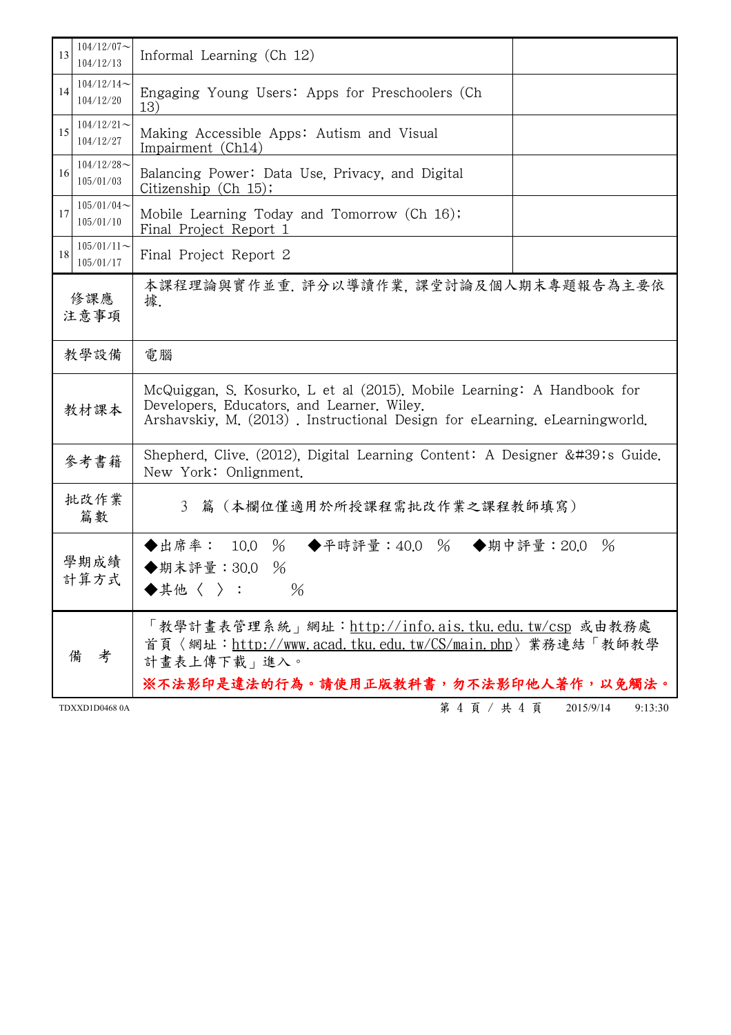| | | | |
|---|---|---|---|
| 13 | 104/12/07～104/12/13 | Informal Learning (Ch 12) | |
| 14 | 104/12/14～104/12/20 | Engaging Young Users: Apps for Preschoolers (Ch 13) | |
| 15 | 104/12/21～104/12/27 | Making Accessible Apps: Autism and Visual Impairment (Ch14) | |
| 16 | 104/12/28～105/01/03 | Balancing Power: Data Use, Privacy, and Digital Citizenship (Ch 15); | |
| 17 | 105/01/04～105/01/10 | Mobile Learning Today and Tomorrow (Ch 16); Final Project Report 1 | |
| 18 | 105/01/11～105/01/17 | Final Project Report 2 | |

| | |
|---|---|
| 修課應注意事項 | 本課程理論與實作並重. 評分以導讀作業, 課堂討論及個人期末專題報告為主要依據. |
| 教學設備 | 電腦 |
| 教材課本 | McQuiggan, S. Kosurko, L et al (2015). Mobile Learning: A Handbook for Developers, Educators, and Learner. Wiley.<br>Arshavskiy, M. (2013) . Instructional Design for eLearning. eLearningworld. |
| 參考書籍 | Shepherd, Clive. (2012). Digital Learning Content: A Designer &#39;s Guide. New York: Onlignment. |
| 批改作業篇數 | 3 篇（本欄位僅適用於所授課程需批改作業之課程教師填寫） |
| 學期成績計算方式 | ◆出席率： 10.0 ％ ◆平時評量：40.0 ％ ◆期中評量：20.0 ％<br>◆期末評量：30.0 ％<br>◆其他〈 〉： ％ |
| 備 考 | 「教學計畫表管理系統」網址：http://info.ais.tku.edu.tw/csp 或由教務處首頁〈網址：http://www.acad.tku.edu.tw/CS/main.php〉業務連結「教師教學計畫表上傳下載」進入。<br>**※不法影印是違法的行為。請使用正版教科書，勿不法影印他人著作，以免觸法。** |

TDXXD1D0468 0A